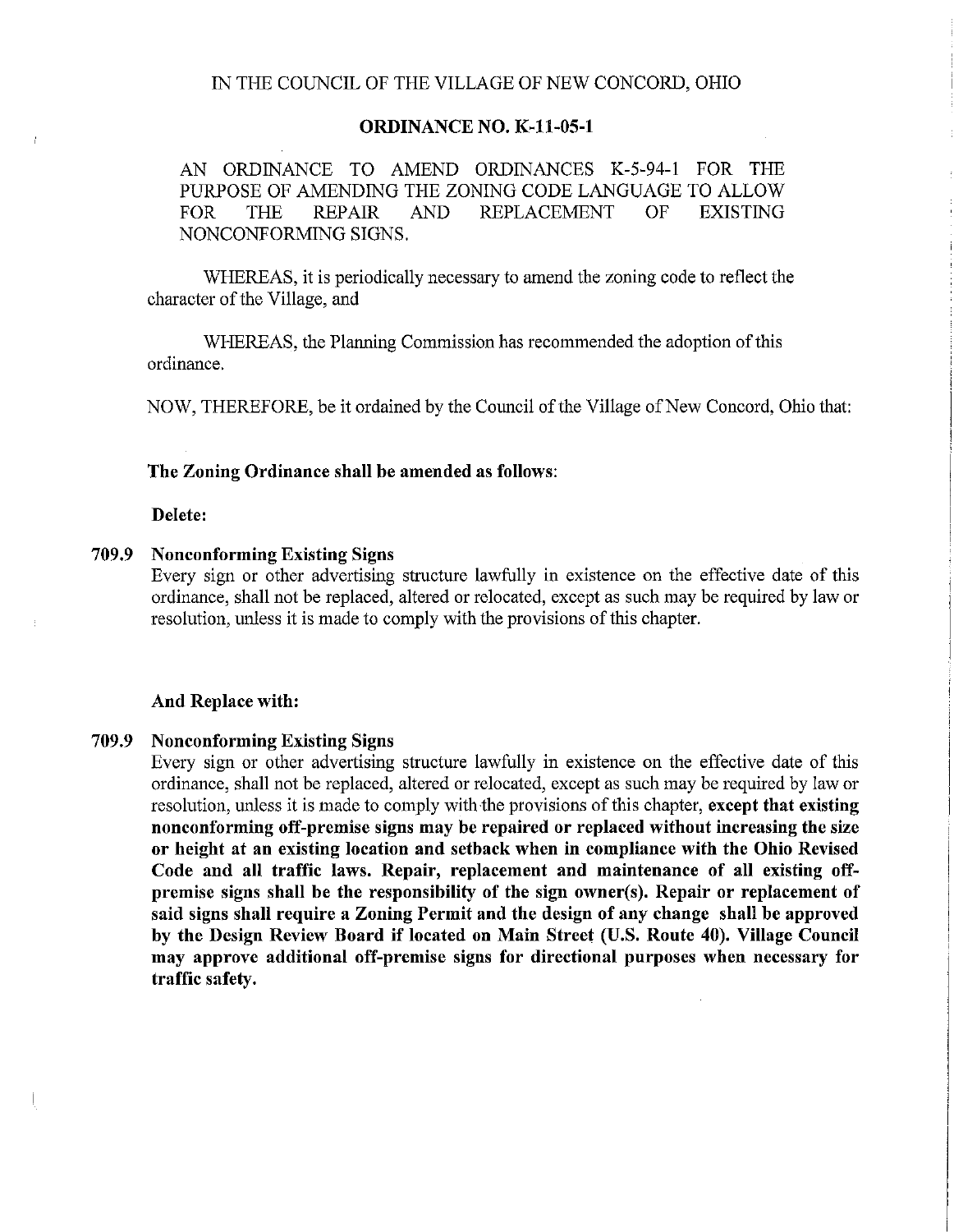IN THE COUNCIL OF THE VILLAGE OF NEW CONCORD, OHIO

**ORDINANCE NO. K-11-05-1**

AN ORDINANCE TO AMEND ORDINANCES K-5-94-1 FOR THE PURPOSE OF AMENDING THE ZONING CODE LANGUAGE TO ALLOW FOR THE REPAIR AND REPLACEMENT OF EXISTING NONCONFORMING SIGNS.

WHEREAS, it is periodically necessary to amend the zoning code to reflect the character of the Village, and

WHEREAS, the Planning Commission has recommended the adoption of this ordinance.

NOW, THEREFORE, be it ordained by the Council of the Village of New Concord, Ohio that:

**The Zoning Ordinance shall be amended as follows:**

**Delete:**

**709.9 Nonconforming Existing Signs**

Every sign or other advertising structure lawfully in existence on the effective date of this ordinance, shall not be replaced, altered or relocated, except as such may be required by law or resolution, unless it is made to comply with the provisions of this chapter.

**And Replace with:**

**709.9 Nonconforming Existing Signs**

Every sign or other advertising structure lawfully in existence on the effective date of this ordinance, shall not be replaced, altered or relocated, except as such may be required by law or resolution, unless it is made to comply with the provisions of this chapter, **except that existing nonconforming off-premise signs may be repaired or replaced without increasing the size or height at an existing location and setback when in compliance with the Ohio Revised Code and all traffic laws. Repair, replacement and maintenance of all existing off-premise signs shall be the responsibility of the sign owner(s). Repair or replacement of said signs shall require a Zoning Permit and the design of any change shall be approved by the Design Review Board if located on Main Street (U.S. Route 40). Village Council may approve additional off-premise signs for directional purposes when necessary for traffic safety.**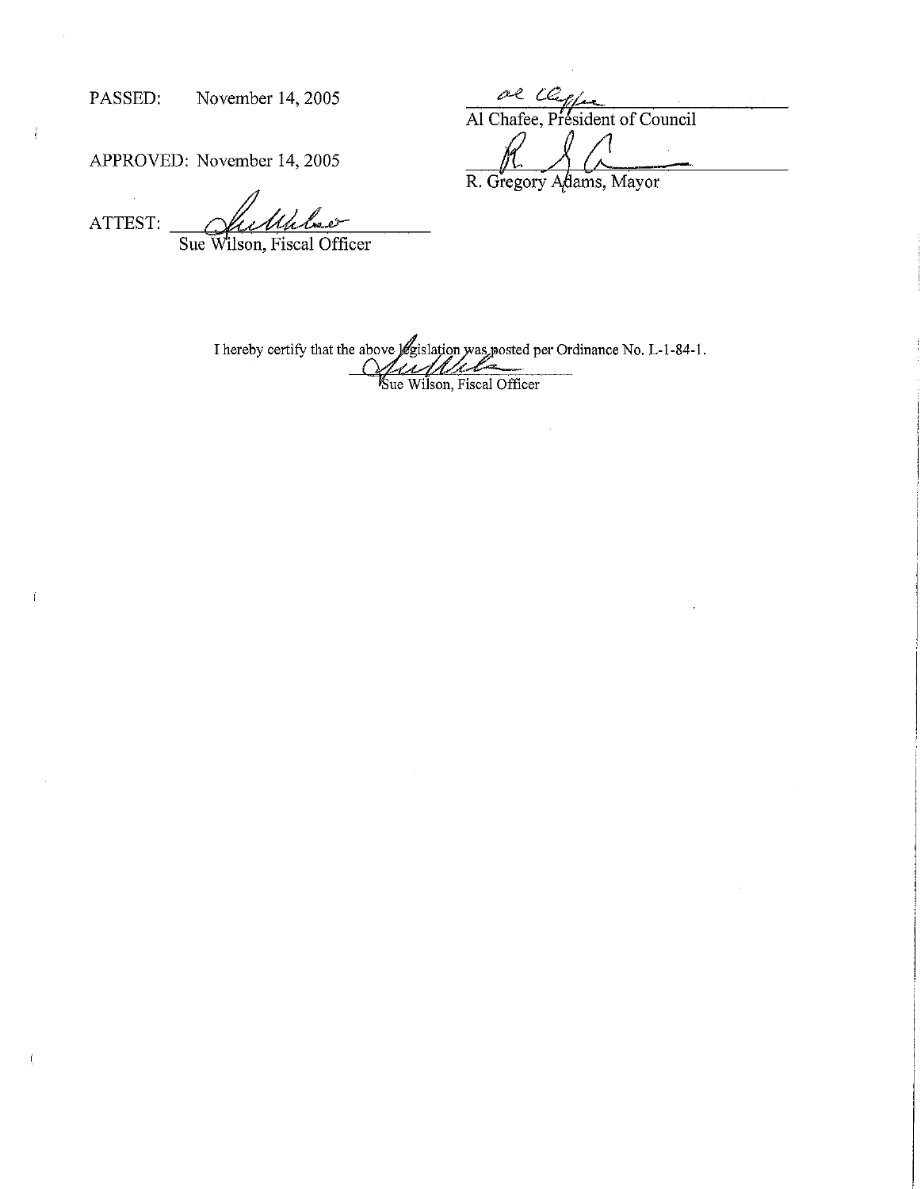PASSED: November 14, 2005

APPROVED: November 14, 2005

ATTEST: ______________________
Sue Wilson, Fiscal Officer

______________________
Al Chafee, President of Council

______________________
R. Gregory Adams, Mayor

I hereby certify that the above legislation was posted per Ordinance No. L-1-84-1.

______________________
Sue Wilson, Fiscal Officer